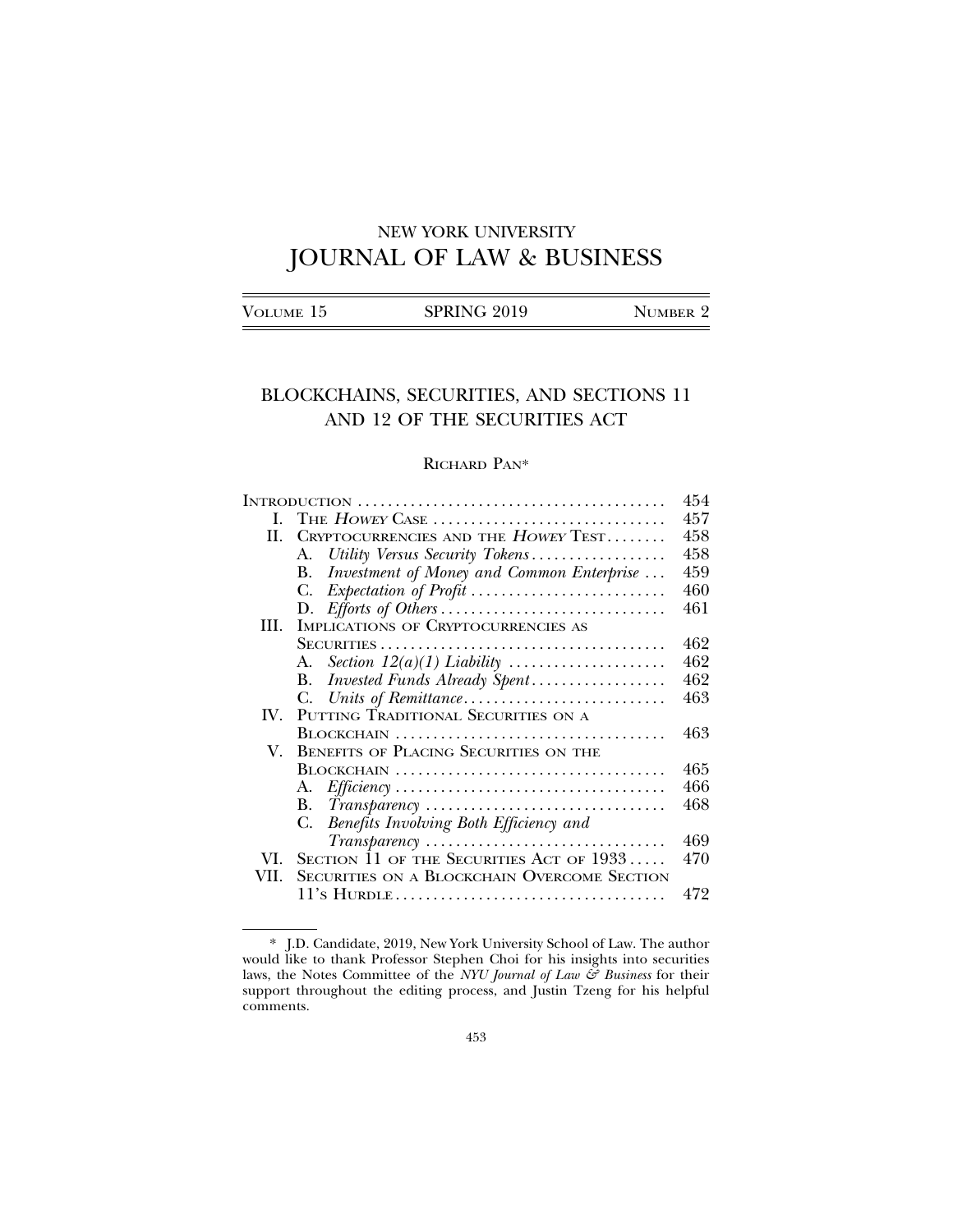NEW YORK UNIVERSITY

# JOURNAL OF LAW & BUSINESS

| VOLUME 15 | SPRING 2019 | NUMBER 2 |
|---|---|---|

## BLOCKCHAINS, SECURITIES, AND SECTIONS 11 AND 12 OF THE SECURITIES ACT

RICHARD PAN*

| | | |
|---|---|---|
| INTRODUCTION | | 454 |
| I. | THE *HOWEY* CASE | 457 |
| II. | CRYPTOCURRENCIES AND THE *HOWEY* TEST | 458 |
| | A. *Utility Versus Security Tokens* | 458 |
| | B. *Investment of Money and Common Enterprise* | 459 |
| | C. *Expectation of Profit* | 460 |
| | D. *Efforts of Others* | 461 |
| III. | IMPLICATIONS OF CRYPTOCURRENCIES AS SECURITIES | 462 |
| | A. *Section 12(a)(1) Liability* | 462 |
| | B. *Invested Funds Already Spent* | 462 |
| | C. *Units of Remittance* | 463 |
| IV. | PUTTING TRADITIONAL SECURITIES ON A BLOCKCHAIN | 463 |
| V. | BENEFITS OF PLACING SECURITIES ON THE BLOCKCHAIN | 465 |
| | A. *Efficiency* | 466 |
| | B. *Transparency* | 468 |
| | C. *Benefits Involving Both Efficiency and Transparency* | 469 |
| VI. | SECTION 11 OF THE SECURITIES ACT OF 1933 | 470 |
| VII. | SECURITIES ON A BLOCKCHAIN OVERCOME SECTION 11'S HURDLE | 472 |

\* J.D. Candidate, 2019, New York University School of Law. The author would like to thank Professor Stephen Choi for his insights into securities laws, the Notes Committee of the *NYU Journal of Law & Business* for their support throughout the editing process, and Justin Tzeng for his helpful comments.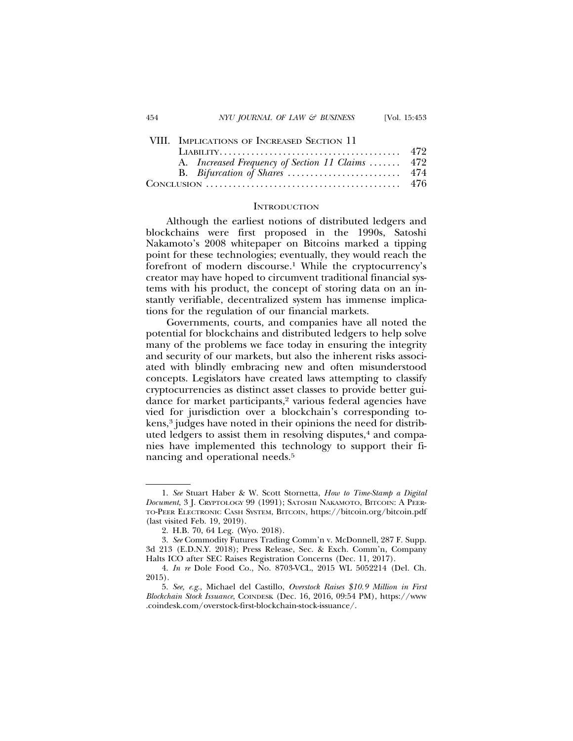VIII. Implications of Increased Section 11 Liability .......... 472
   A. *Increased Frequency of Section 11 Claims* .......... 472
   B. *Bifurcation of Shares* .......... 474
Conclusion .......... 476

## Introduction

Although the earliest notions of distributed ledgers and blockchains were first proposed in the 1990s, Satoshi Nakamoto's 2008 whitepaper on Bitcoins marked a tipping point for these technologies; eventually, they would reach the forefront of modern discourse.[1] While the cryptocurrency's creator may have hoped to circumvent traditional financial systems with his product, the concept of storing data on an instantly verifiable, decentralized system has immense implications for the regulation of our financial markets.

Governments, courts, and companies have all noted the potential for blockchains and distributed ledgers to help solve many of the problems we face today in ensuring the integrity and security of our markets, but also the inherent risks associated with blindly embracing new and often misunderstood concepts. Legislators have created laws attempting to classify cryptocurrencies as distinct asset classes to provide better guidance for market participants,[2] various federal agencies have vied for jurisdiction over a blockchain's corresponding tokens,[3] judges have noted in their opinions the need for distributed ledgers to assist them in resolving disputes,[4] and companies have implemented this technology to support their financing and operational needs.[5]

---

1. *See* Stuart Haber & W. Scott Stornetta, *How to Time-Stamp a Digital Document*, 3 J. Cryptology 99 (1991); Satoshi Nakamoto, Bitcoin: A Peer-to-Peer Electronic Cash System, Bitcoin, https://bitcoin.org/bitcoin.pdf (last visited Feb. 19, 2019).

2. H.B. 70, 64 Leg. (Wyo. 2018).

3. *See* Commodity Futures Trading Comm'n v. McDonnell, 287 F. Supp. 3d 213 (E.D.N.Y. 2018); Press Release, Sec. & Exch. Comm'n, Company Halts ICO after SEC Raises Registration Concerns (Dec. 11, 2017).

4. *In re* Dole Food Co., No. 8703-VCL, 2015 WL 5052214 (Del. Ch. 2015).

5. *See, e.g.*, Michael del Castillo, *Overstock Raises $10.9 Million in First Blockchain Stock Issuance*, Coindesk (Dec. 16, 2016, 09:54 PM), https://www.coindesk.com/overstock-first-blockchain-stock-issuance/.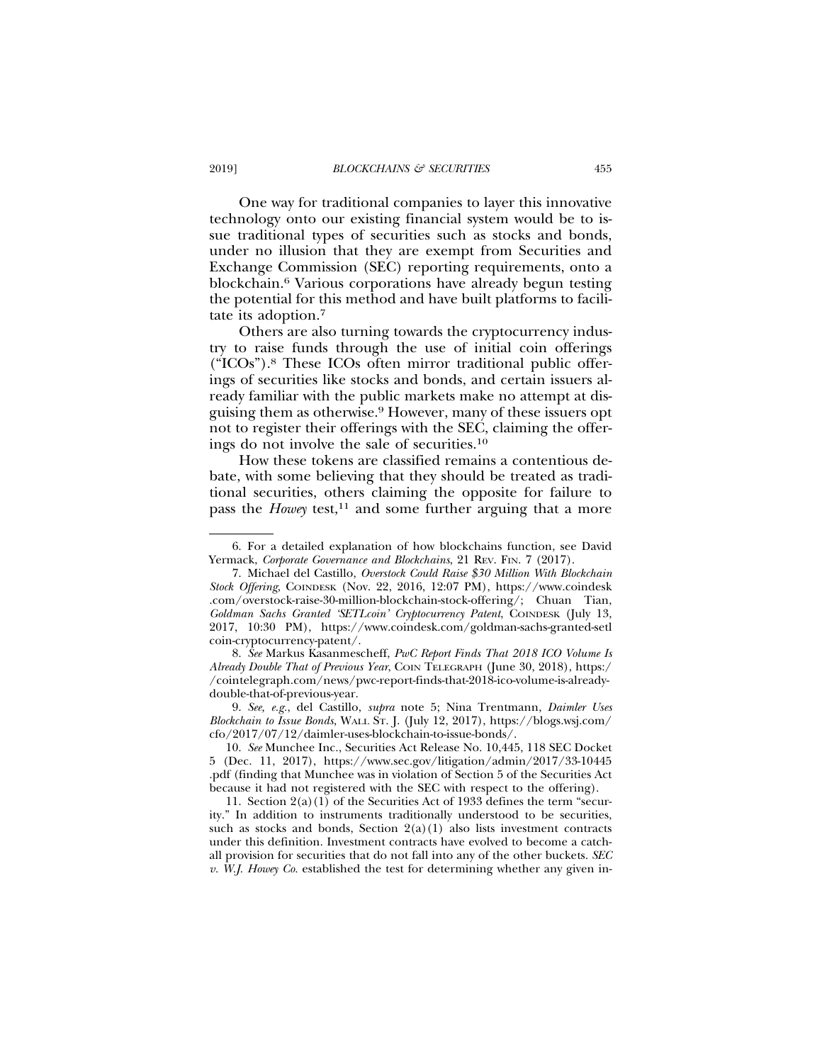One way for traditional companies to layer this innovative technology onto our existing financial system would be to issue traditional types of securities such as stocks and bonds, under no illusion that they are exempt from Securities and Exchange Commission (SEC) reporting requirements, onto a blockchain.[6] Various corporations have already begun testing the potential for this method and have built platforms to facilitate its adoption.[7]

Others are also turning towards the cryptocurrency industry to raise funds through the use of initial coin offerings ("ICOs").[8] These ICOs often mirror traditional public offerings of securities like stocks and bonds, and certain issuers already familiar with the public markets make no attempt at disguising them as otherwise.[9] However, many of these issuers opt not to register their offerings with the SEC, claiming the offerings do not involve the sale of securities.[10]

How these tokens are classified remains a contentious debate, with some believing that they should be treated as traditional securities, others claiming the opposite for failure to pass the *Howey* test,[11] and some further arguing that a more

---

6. For a detailed explanation of how blockchains function, see David Yermack, *Corporate Governance and Blockchains*, 21 REV. FIN. 7 (2017).

7. Michael del Castillo, *Overstock Could Raise $30 Million With Blockchain Stock Offering*, COINDESK (Nov. 22, 2016, 12:07 PM), https://www.coindesk.com/overstock-raise-30-million-blockchain-stock-offering/; Chuan Tian, *Goldman Sachs Granted 'SETLcoin' Cryptocurrency Patent*, COINDESK (July 13, 2017, 10:30 PM), https://www.coindesk.com/goldman-sachs-granted-setlcoin-cryptocurrency-patent/.

8. *See* Markus Kasanmescheff, *PwC Report Finds That 2018 ICO Volume Is Already Double That of Previous Year*, COIN TELEGRAPH (June 30, 2018), https://cointelegraph.com/news/pwc-report-finds-that-2018-ico-volume-is-already-double-that-of-previous-year.

9. *See, e.g.*, del Castillo, *supra* note 5; Nina Trentmann, *Daimler Uses Blockchain to Issue Bonds*, WALL ST. J. (July 12, 2017), https://blogs.wsj.com/cfo/2017/07/12/daimler-uses-blockchain-to-issue-bonds/.

10. *See* Munchee Inc., Securities Act Release No. 10,445, 118 SEC Docket 5 (Dec. 11, 2017), https://www.sec.gov/litigation/admin/2017/33-10445.pdf (finding that Munchee was in violation of Section 5 of the Securities Act because it had not registered with the SEC with respect to the offering).

11. Section 2(a)(1) of the Securities Act of 1933 defines the term "security." In addition to instruments traditionally understood to be securities, such as stocks and bonds, Section 2(a)(1) also lists investment contracts under this definition. Investment contracts have evolved to become a catch-all provision for securities that do not fall into any of the other buckets. *SEC v. W.J. Howey Co.* established the test for determining whether any given in-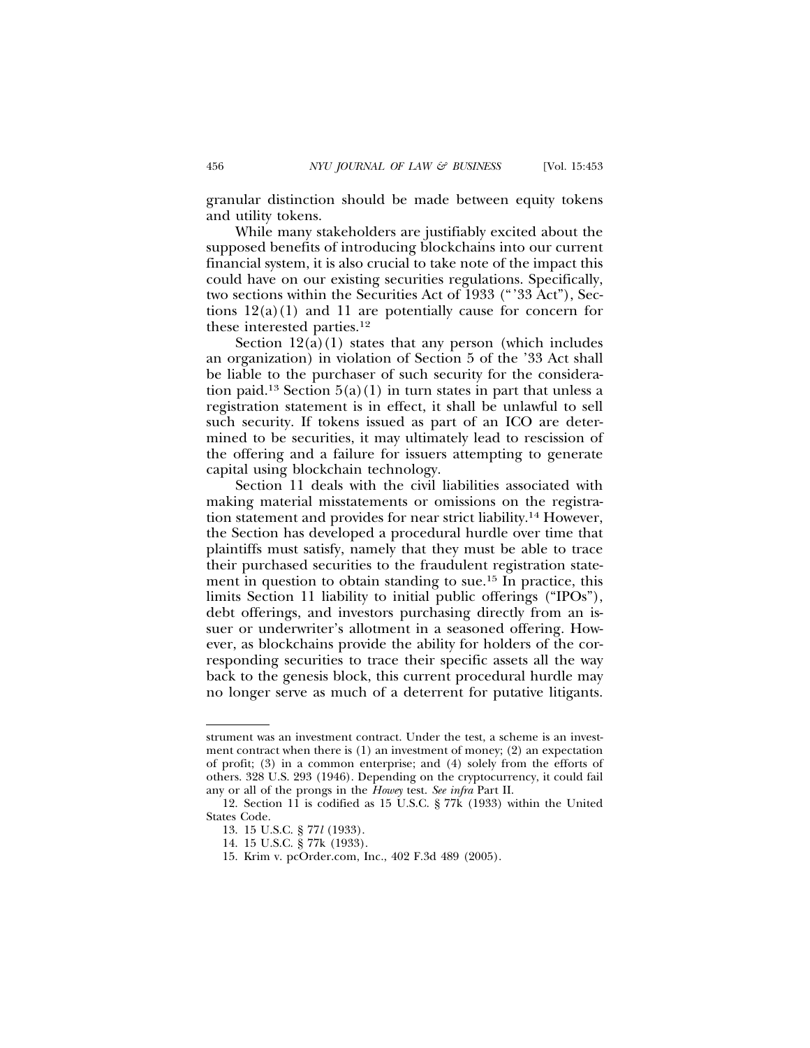granular distinction should be made between equity tokens and utility tokens.

While many stakeholders are justifiably excited about the supposed benefits of introducing blockchains into our current financial system, it is also crucial to take note of the impact this could have on our existing securities regulations. Specifically, two sections within the Securities Act of 1933 ("'33 Act"), Sections 12(a)(1) and 11 are potentially cause for concern for these interested parties.[12]

Section 12(a)(1) states that any person (which includes an organization) in violation of Section 5 of the '33 Act shall be liable to the purchaser of such security for the consideration paid.[13] Section 5(a)(1) in turn states in part that unless a registration statement is in effect, it shall be unlawful to sell such security. If tokens issued as part of an ICO are determined to be securities, it may ultimately lead to rescission of the offering and a failure for issuers attempting to generate capital using blockchain technology.

Section 11 deals with the civil liabilities associated with making material misstatements or omissions on the registration statement and provides for near strict liability.[14] However, the Section has developed a procedural hurdle over time that plaintiffs must satisfy, namely that they must be able to trace their purchased securities to the fraudulent registration statement in question to obtain standing to sue.[15] In practice, this limits Section 11 liability to initial public offerings ("IPOs"), debt offerings, and investors purchasing directly from an issuer or underwriter's allotment in a seasoned offering. However, as blockchains provide the ability for holders of the corresponding securities to trace their specific assets all the way back to the genesis block, this current procedural hurdle may no longer serve as much of a deterrent for putative litigants.

---

strument was an investment contract. Under the test, a scheme is an investment contract when there is (1) an investment of money; (2) an expectation of profit; (3) in a common enterprise; and (4) solely from the efforts of others. 328 U.S. 293 (1946). Depending on the cryptocurrency, it could fail any or all of the prongs in the *Howey* test. *See infra* Part II.

12. Section 11 is codified as 15 U.S.C. § 77k (1933) within the United States Code.

13. 15 U.S.C. § 77*l* (1933).

14. 15 U.S.C. § 77k (1933).

15. Krim v. pcOrder.com, Inc., 402 F.3d 489 (2005).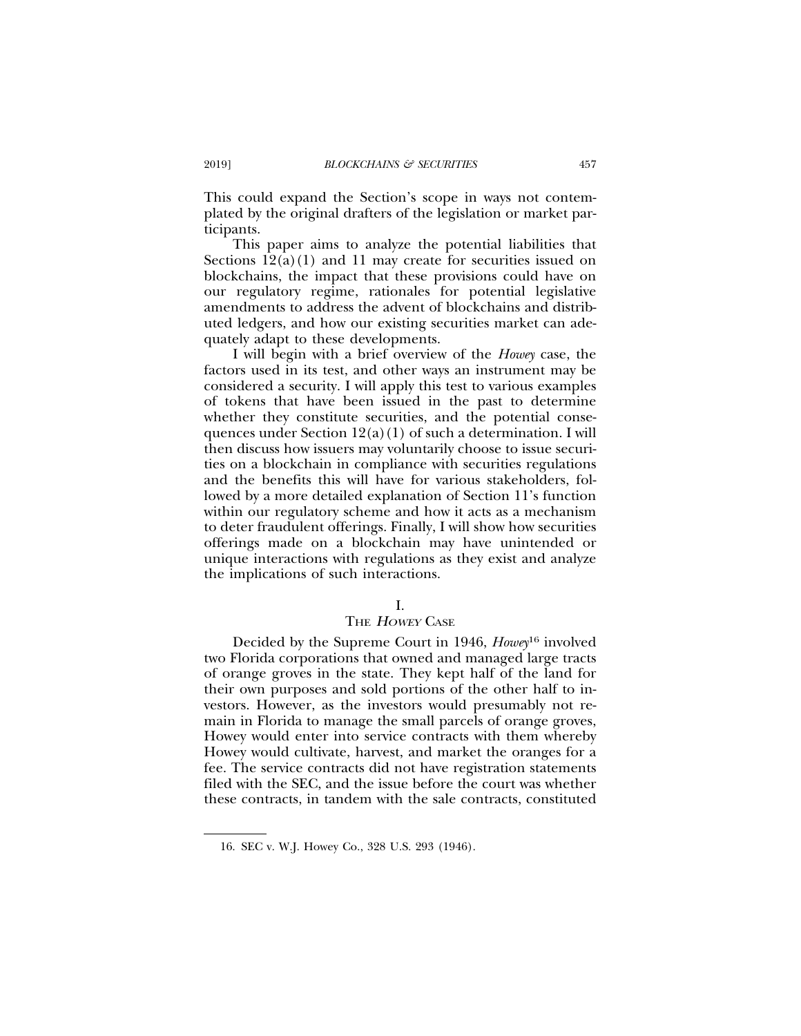This could expand the Section's scope in ways not contemplated by the original drafters of the legislation or market participants.

This paper aims to analyze the potential liabilities that Sections 12(a)(1) and 11 may create for securities issued on blockchains, the impact that these provisions could have on our regulatory regime, rationales for potential legislative amendments to address the advent of blockchains and distributed ledgers, and how our existing securities market can adequately adapt to these developments.

I will begin with a brief overview of the *Howey* case, the factors used in its test, and other ways an instrument may be considered a security. I will apply this test to various examples of tokens that have been issued in the past to determine whether they constitute securities, and the potential consequences under Section 12(a)(1) of such a determination. I will then discuss how issuers may voluntarily choose to issue securities on a blockchain in compliance with securities regulations and the benefits this will have for various stakeholders, followed by a more detailed explanation of Section 11's function within our regulatory scheme and how it acts as a mechanism to deter fraudulent offerings. Finally, I will show how securities offerings made on a blockchain may have unintended or unique interactions with regulations as they exist and analyze the implications of such interactions.

## I. THE *HOWEY* CASE

Decided by the Supreme Court in 1946, *Howey*[16] involved two Florida corporations that owned and managed large tracts of orange groves in the state. They kept half of the land for their own purposes and sold portions of the other half to investors. However, as the investors would presumably not remain in Florida to manage the small parcels of orange groves, Howey would enter into service contracts with them whereby Howey would cultivate, harvest, and market the oranges for a fee. The service contracts did not have registration statements filed with the SEC, and the issue before the court was whether these contracts, in tandem with the sale contracts, constituted

16. SEC v. W.J. Howey Co., 328 U.S. 293 (1946).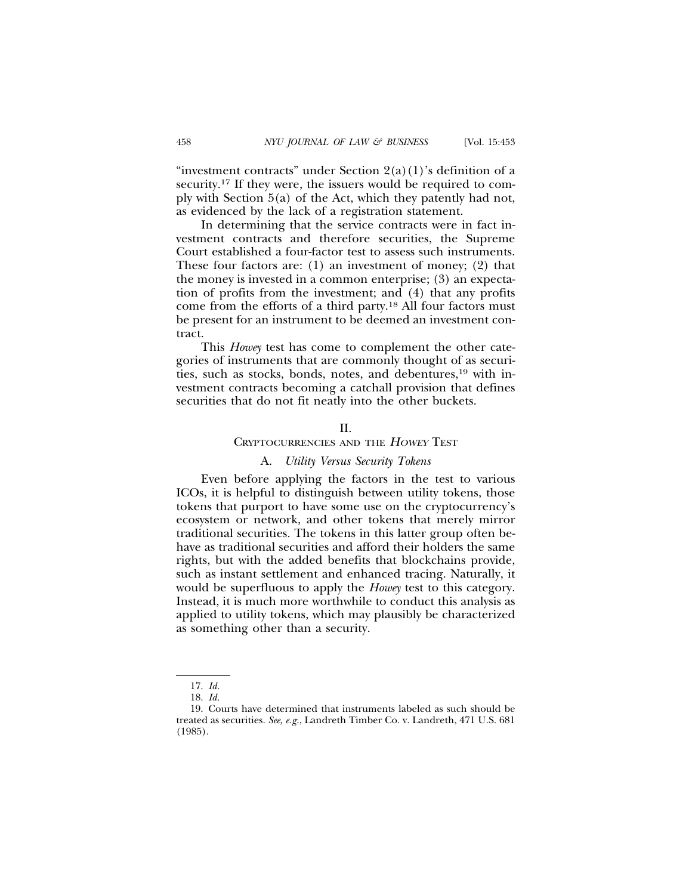"investment contracts" under Section 2(a)(1)'s definition of a security.[17] If they were, the issuers would be required to comply with Section 5(a) of the Act, which they patently had not, as evidenced by the lack of a registration statement.

In determining that the service contracts were in fact investment contracts and therefore securities, the Supreme Court established a four-factor test to assess such instruments. These four factors are: (1) an investment of money; (2) that the money is invested in a common enterprise; (3) an expectation of profits from the investment; and (4) that any profits come from the efforts of a third party.[18] All four factors must be present for an instrument to be deemed an investment contract.

This *Howey* test has come to complement the other categories of instruments that are commonly thought of as securities, such as stocks, bonds, notes, and debentures,[19] with investment contracts becoming a catchall provision that defines securities that do not fit neatly into the other buckets.

## II.
## CRYPTOCURRENCIES AND THE *HOWEY* TEST

### A. *Utility Versus Security Tokens*

Even before applying the factors in the test to various ICOs, it is helpful to distinguish between utility tokens, those tokens that purport to have some use on the cryptocurrency's ecosystem or network, and other tokens that merely mirror traditional securities. The tokens in this latter group often behave as traditional securities and afford their holders the same rights, but with the added benefits that blockchains provide, such as instant settlement and enhanced tracing. Naturally, it would be superfluous to apply the *Howey* test to this category. Instead, it is much more worthwhile to conduct this analysis as applied to utility tokens, which may plausibly be characterized as something other than a security.

---

17. *Id.*

18. *Id.*

19. Courts have determined that instruments labeled as such should be treated as securities. *See, e.g.*, Landreth Timber Co. v. Landreth, 471 U.S. 681 (1985).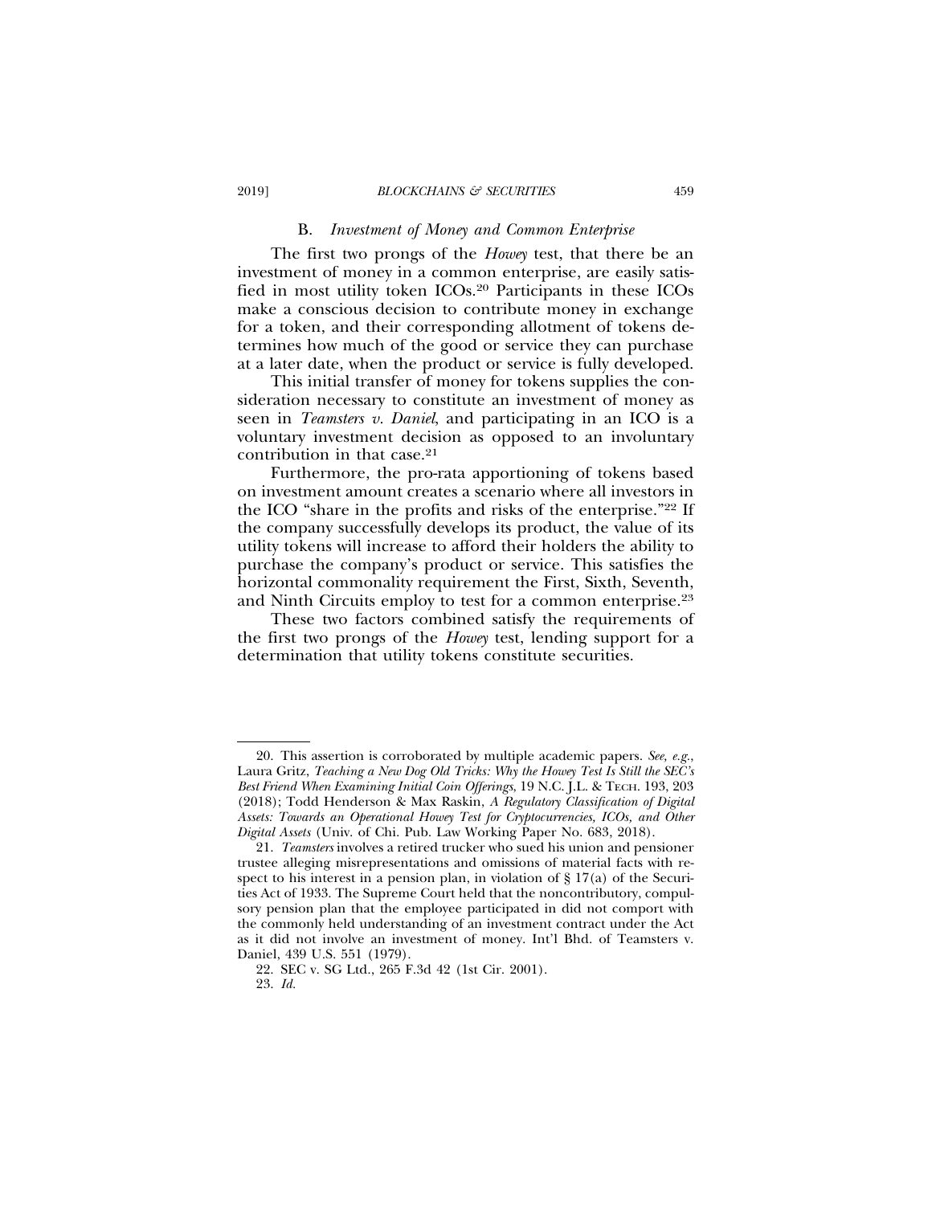### B. *Investment of Money and Common Enterprise*

The first two prongs of the *Howey* test, that there be an investment of money in a common enterprise, are easily satisfied in most utility token ICOs.[20] Participants in these ICOs make a conscious decision to contribute money in exchange for a token, and their corresponding allotment of tokens determines how much of the good or service they can purchase at a later date, when the product or service is fully developed.

This initial transfer of money for tokens supplies the consideration necessary to constitute an investment of money as seen in *Teamsters v. Daniel*, and participating in an ICO is a voluntary investment decision as opposed to an involuntary contribution in that case.[21]

Furthermore, the pro-rata apportioning of tokens based on investment amount creates a scenario where all investors in the ICO "share in the profits and risks of the enterprise."[22] If the company successfully develops its product, the value of its utility tokens will increase to afford their holders the ability to purchase the company's product or service. This satisfies the horizontal commonality requirement the First, Sixth, Seventh, and Ninth Circuits employ to test for a common enterprise.[23]

These two factors combined satisfy the requirements of the first two prongs of the *Howey* test, lending support for a determination that utility tokens constitute securities.

---

20. This assertion is corroborated by multiple academic papers. *See, e.g.*, Laura Gritz, *Teaching a New Dog Old Tricks: Why the Howey Test Is Still the SEC's Best Friend When Examining Initial Coin Offerings*, 19 N.C. J.L. & TECH. 193, 203 (2018); Todd Henderson & Max Raskin, *A Regulatory Classification of Digital Assets: Towards an Operational Howey Test for Cryptocurrencies, ICOs, and Other Digital Assets* (Univ. of Chi. Pub. Law Working Paper No. 683, 2018).

21. *Teamsters* involves a retired trucker who sued his union and pensioner trustee alleging misrepresentations and omissions of material facts with respect to his interest in a pension plan, in violation of § 17(a) of the Securities Act of 1933. The Supreme Court held that the noncontributory, compulsory pension plan that the employee participated in did not comport with the commonly held understanding of an investment contract under the Act as it did not involve an investment of money. Int'l Bhd. of Teamsters v. Daniel, 439 U.S. 551 (1979).

22. SEC v. SG Ltd., 265 F.3d 42 (1st Cir. 2001).

23. *Id.*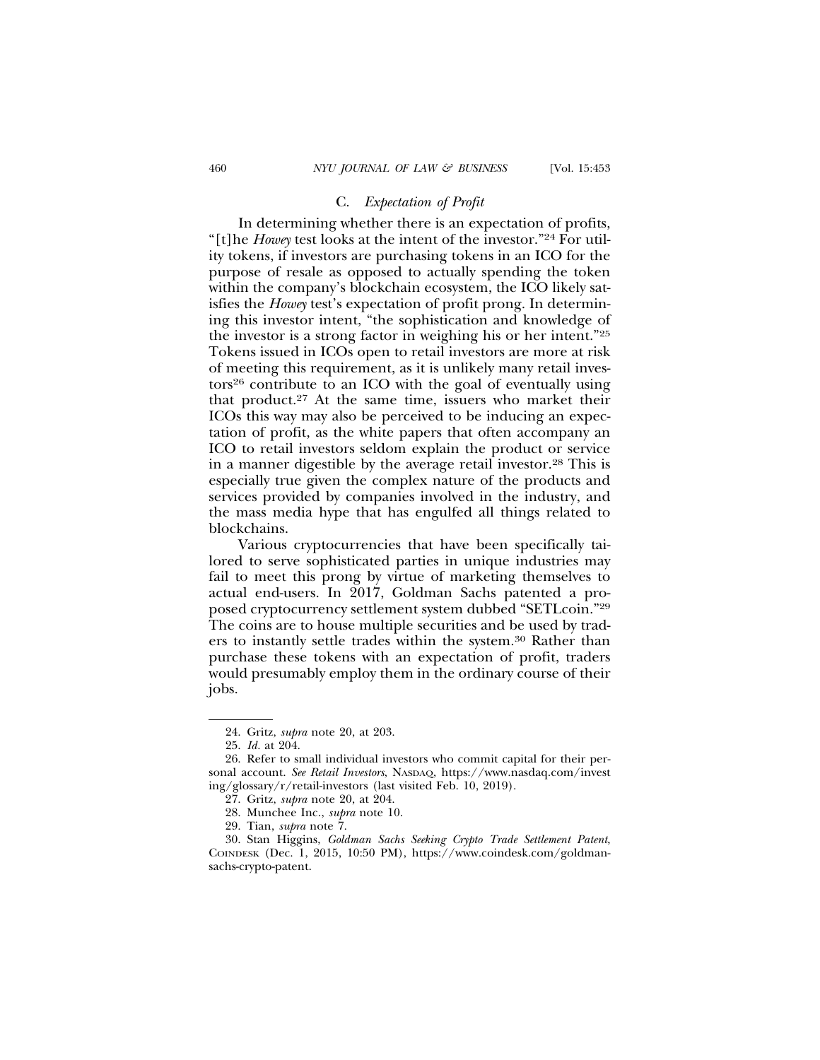### C. *Expectation of Profit*

In determining whether there is an expectation of profits, "[t]he *Howey* test looks at the intent of the investor."[24] For utility tokens, if investors are purchasing tokens in an ICO for the purpose of resale as opposed to actually spending the token within the company's blockchain ecosystem, the ICO likely satisfies the *Howey* test's expectation of profit prong. In determining this investor intent, "the sophistication and knowledge of the investor is a strong factor in weighing his or her intent."[25] Tokens issued in ICOs open to retail investors are more at risk of meeting this requirement, as it is unlikely many retail investors[26] contribute to an ICO with the goal of eventually using that product.[27] At the same time, issuers who market their ICOs this way may also be perceived to be inducing an expectation of profit, as the white papers that often accompany an ICO to retail investors seldom explain the product or service in a manner digestible by the average retail investor.[28] This is especially true given the complex nature of the products and services provided by companies involved in the industry, and the mass media hype that has engulfed all things related to blockchains.

Various cryptocurrencies that have been specifically tailored to serve sophisticated parties in unique industries may fail to meet this prong by virtue of marketing themselves to actual end-users. In 2017, Goldman Sachs patented a proposed cryptocurrency settlement system dubbed "SETLcoin."[29] The coins are to house multiple securities and be used by traders to instantly settle trades within the system.[30] Rather than purchase these tokens with an expectation of profit, traders would presumably employ them in the ordinary course of their jobs.

---

24. Gritz, *supra* note 20, at 203.

25. *Id.* at 204.

26. Refer to small individual investors who commit capital for their personal account. *See Retail Investors*, NASDAQ, https://www.nasdaq.com/investing/glossary/r/retail-investors (last visited Feb. 10, 2019).

27. Gritz, *supra* note 20, at 204.

28. Munchee Inc., *supra* note 10.

29. Tian, *supra* note 7.

30. Stan Higgins, *Goldman Sachs Seeking Crypto Trade Settlement Patent*, COINDESK (Dec. 1, 2015, 10:50 PM), https://www.coindesk.com/goldman-sachs-crypto-patent.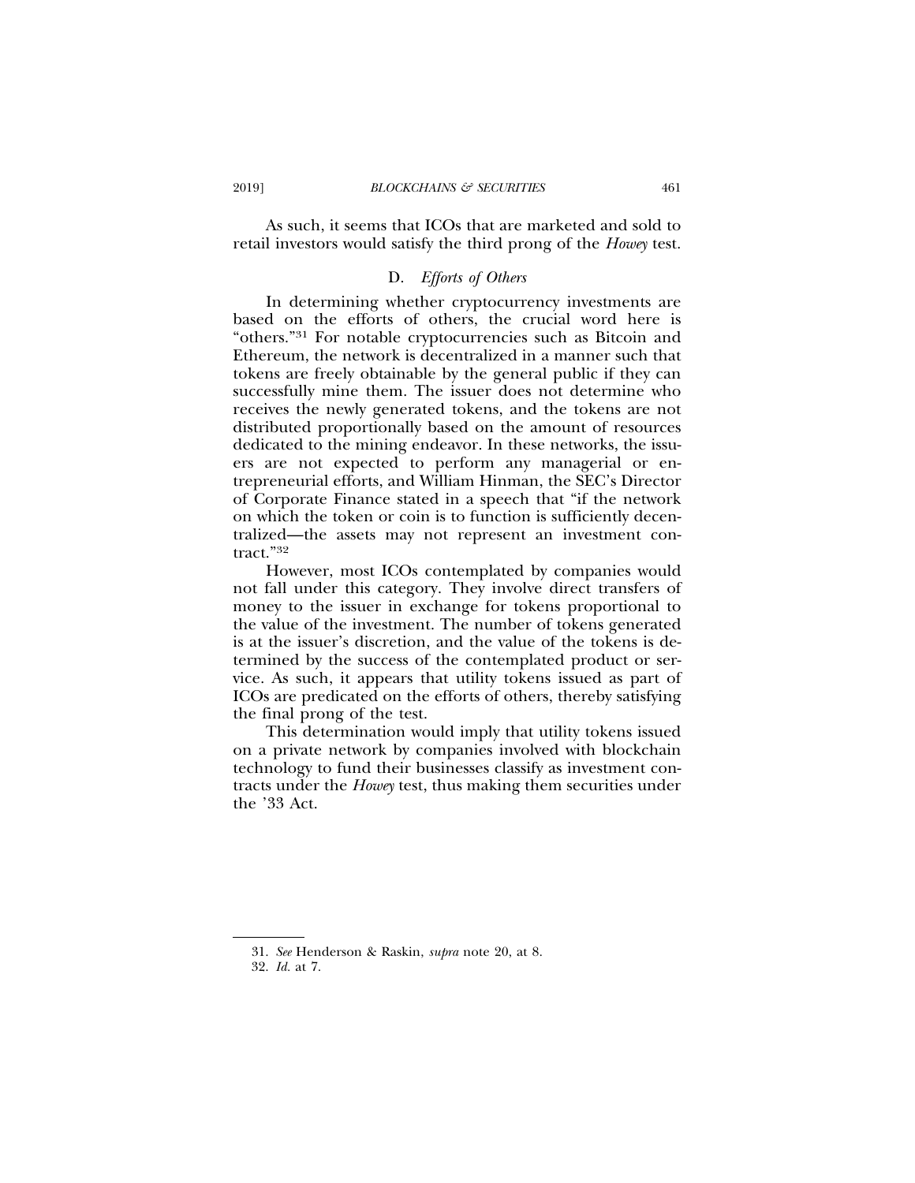As such, it seems that ICOs that are marketed and sold to retail investors would satisfy the third prong of the *Howey* test.

### D. *Efforts of Others*

In determining whether cryptocurrency investments are based on the efforts of others, the crucial word here is "others."[31] For notable cryptocurrencies such as Bitcoin and Ethereum, the network is decentralized in a manner such that tokens are freely obtainable by the general public if they can successfully mine them. The issuer does not determine who receives the newly generated tokens, and the tokens are not distributed proportionally based on the amount of resources dedicated to the mining endeavor. In these networks, the issuers are not expected to perform any managerial or entrepreneurial efforts, and William Hinman, the SEC's Director of Corporate Finance stated in a speech that "if the network on which the token or coin is to function is sufficiently decentralized—the assets may not represent an investment contract."[32]

However, most ICOs contemplated by companies would not fall under this category. They involve direct transfers of money to the issuer in exchange for tokens proportional to the value of the investment. The number of tokens generated is at the issuer's discretion, and the value of the tokens is determined by the success of the contemplated product or service. As such, it appears that utility tokens issued as part of ICOs are predicated on the efforts of others, thereby satisfying the final prong of the test.

This determination would imply that utility tokens issued on a private network by companies involved with blockchain technology to fund their businesses classify as investment contracts under the *Howey* test, thus making them securities under the '33 Act.

31. *See* Henderson & Raskin, *supra* note 20, at 8.

32. *Id.* at 7.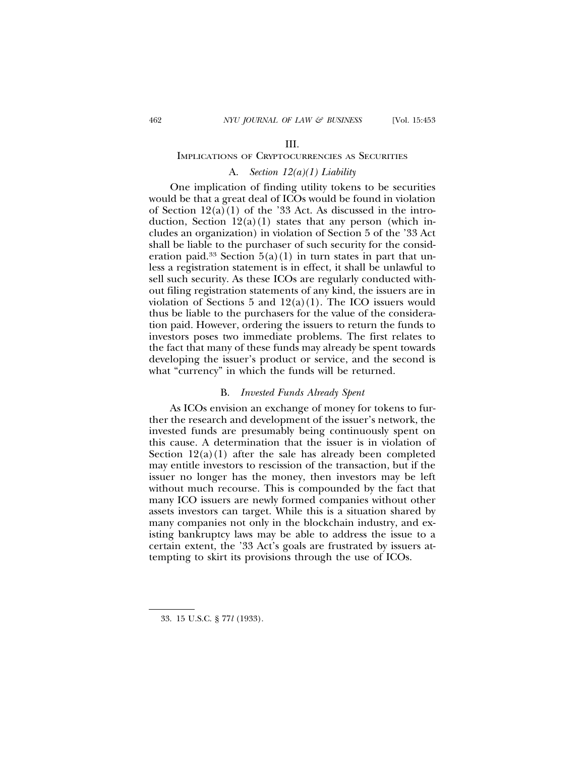## III.

## Implications of Cryptocurrencies as Securities

### A. *Section 12(a)(1) Liability*

One implication of finding utility tokens to be securities would be that a great deal of ICOs would be found in violation of Section 12(a)(1) of the '33 Act. As discussed in the introduction, Section 12(a)(1) states that any person (which includes an organization) in violation of Section 5 of the '33 Act shall be liable to the purchaser of such security for the consideration paid.[33] Section 5(a)(1) in turn states in part that unless a registration statement is in effect, it shall be unlawful to sell such security. As these ICOs are regularly conducted without filing registration statements of any kind, the issuers are in violation of Sections 5 and 12(a)(1). The ICO issuers would thus be liable to the purchasers for the value of the consideration paid. However, ordering the issuers to return the funds to investors poses two immediate problems. The first relates to the fact that many of these funds may already be spent towards developing the issuer's product or service, and the second is what "currency" in which the funds will be returned.

### B. *Invested Funds Already Spent*

As ICOs envision an exchange of money for tokens to further the research and development of the issuer's network, the invested funds are presumably being continuously spent on this cause. A determination that the issuer is in violation of Section 12(a)(1) after the sale has already been completed may entitle investors to rescission of the transaction, but if the issuer no longer has the money, then investors may be left without much recourse. This is compounded by the fact that many ICO issuers are newly formed companies without other assets investors can target. While this is a situation shared by many companies not only in the blockchain industry, and existing bankruptcy laws may be able to address the issue to a certain extent, the '33 Act's goals are frustrated by issuers attempting to skirt its provisions through the use of ICOs.

---

33. 15 U.S.C. § 77*l* (1933).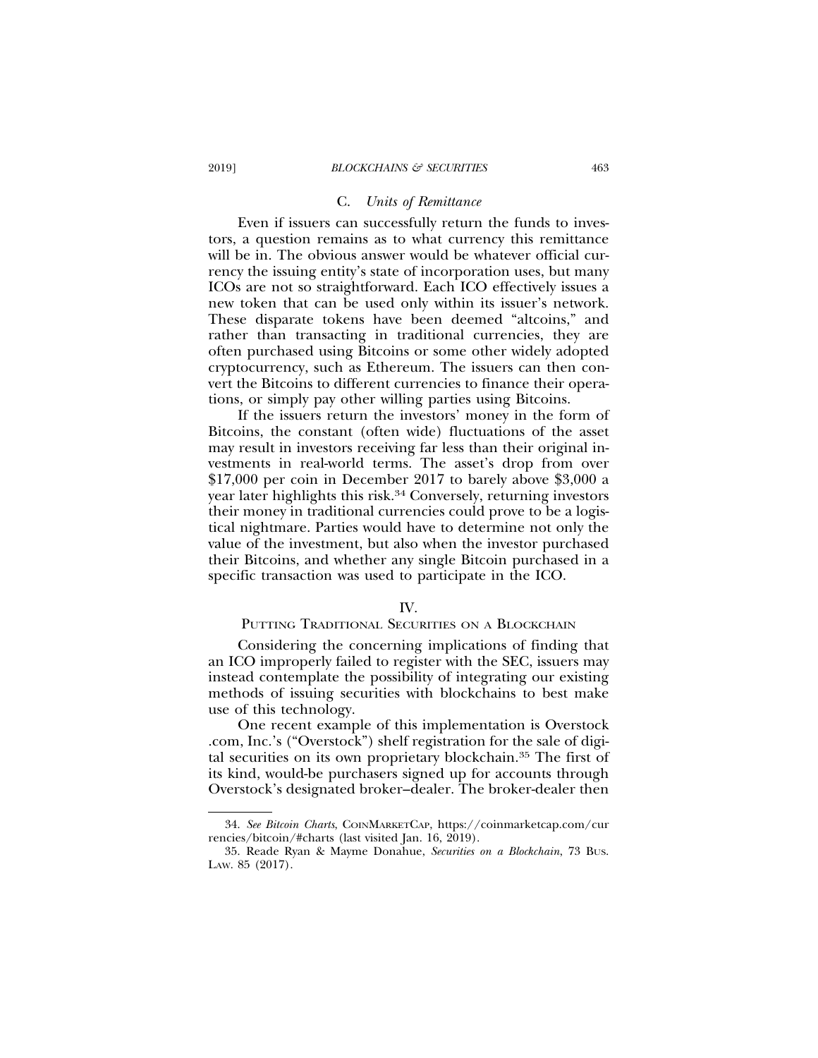### C. *Units of Remittance*

Even if issuers can successfully return the funds to investors, a question remains as to what currency this remittance will be in. The obvious answer would be whatever official currency the issuing entity's state of incorporation uses, but many ICOs are not so straightforward. Each ICO effectively issues a new token that can be used only within its issuer's network. These disparate tokens have been deemed "altcoins," and rather than transacting in traditional currencies, they are often purchased using Bitcoins or some other widely adopted cryptocurrency, such as Ethereum. The issuers can then convert the Bitcoins to different currencies to finance their operations, or simply pay other willing parties using Bitcoins.

If the issuers return the investors' money in the form of Bitcoins, the constant (often wide) fluctuations of the asset may result in investors receiving far less than their original investments in real-world terms. The asset's drop from over $17,000 per coin in December 2017 to barely above $3,000 a year later highlights this risk.[34] Conversely, returning investors their money in traditional currencies could prove to be a logistical nightmare. Parties would have to determine not only the value of the investment, but also when the investor purchased their Bitcoins, and whether any single Bitcoin purchased in a specific transaction was used to participate in the ICO.

## IV.
## Putting Traditional Securities on a Blockchain

Considering the concerning implications of finding that an ICO improperly failed to register with the SEC, issuers may instead contemplate the possibility of integrating our existing methods of issuing securities with blockchains to best make use of this technology.

One recent example of this implementation is Overstock .com, Inc.'s ("Overstock") shelf registration for the sale of digital securities on its own proprietary blockchain.[35] The first of its kind, would-be purchasers signed up for accounts through Overstock's designated broker–dealer. The broker-dealer then

---

34. *See Bitcoin Charts*, CoinMarketCap, https://coinmarketcap.com/currencies/bitcoin/#charts (last visited Jan. 16, 2019).

35. Reade Ryan & Mayme Donahue, *Securities on a Blockchain*, 73 Bus. Law. 85 (2017).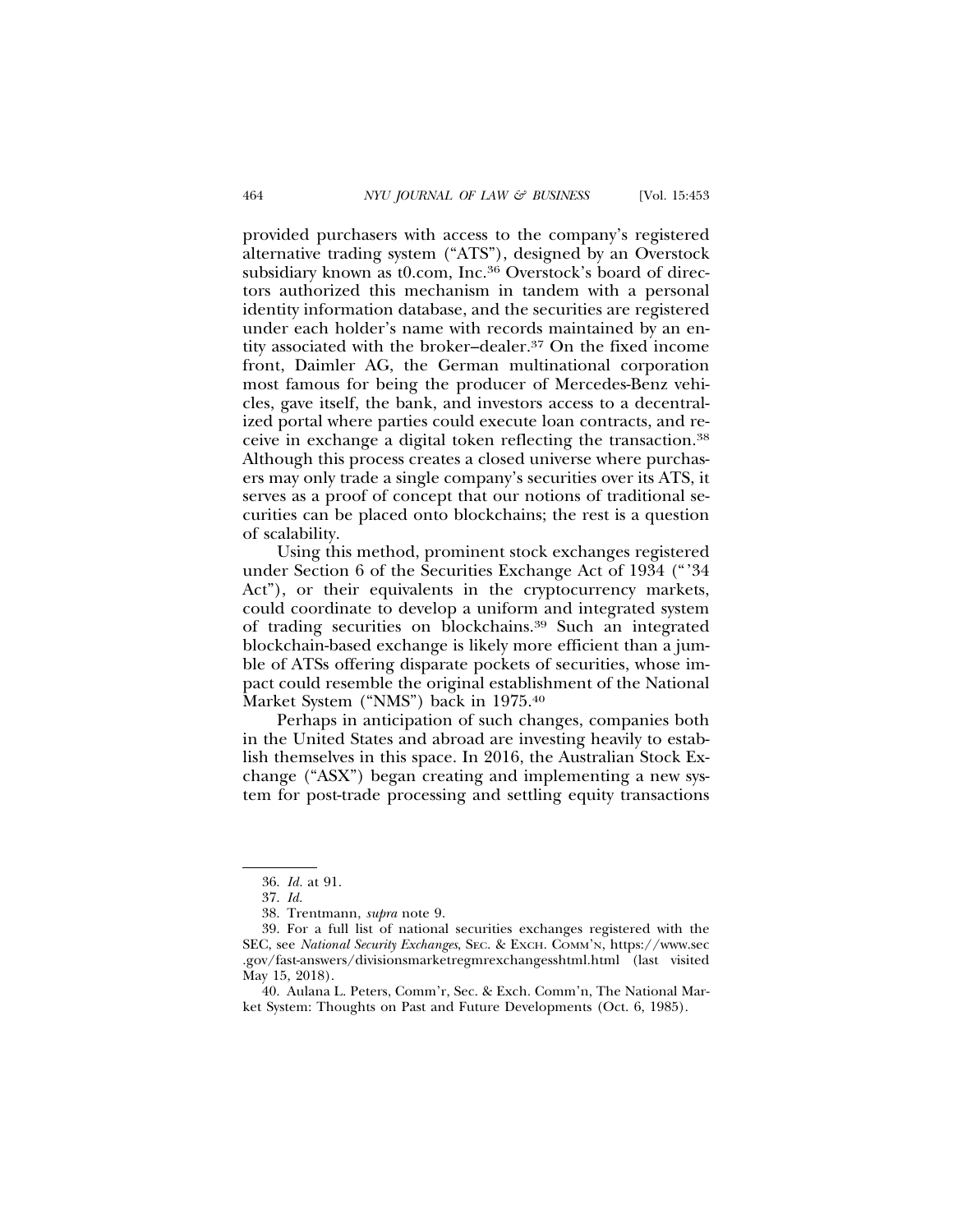provided purchasers with access to the company's registered alternative trading system ("ATS"), designed by an Overstock subsidiary known as t0.com, Inc.[36] Overstock's board of directors authorized this mechanism in tandem with a personal identity information database, and the securities are registered under each holder's name with records maintained by an entity associated with the broker–dealer.[37] On the fixed income front, Daimler AG, the German multinational corporation most famous for being the producer of Mercedes-Benz vehicles, gave itself, the bank, and investors access to a decentralized portal where parties could execute loan contracts, and receive in exchange a digital token reflecting the transaction.[38] Although this process creates a closed universe where purchasers may only trade a single company's securities over its ATS, it serves as a proof of concept that our notions of traditional securities can be placed onto blockchains; the rest is a question of scalability.

Using this method, prominent stock exchanges registered under Section 6 of the Securities Exchange Act of 1934 ("'34 Act"), or their equivalents in the cryptocurrency markets, could coordinate to develop a uniform and integrated system of trading securities on blockchains.[39] Such an integrated blockchain-based exchange is likely more efficient than a jumble of ATSs offering disparate pockets of securities, whose impact could resemble the original establishment of the National Market System ("NMS") back in 1975.[40]

Perhaps in anticipation of such changes, companies both in the United States and abroad are investing heavily to establish themselves in this space. In 2016, the Australian Stock Exchange ("ASX") began creating and implementing a new system for post-trade processing and settling equity transactions

---

36. *Id.* at 91.

37. *Id.*

38. Trentmann, *supra* note 9.

39. For a full list of national securities exchanges registered with the SEC, see *National Security Exchanges*, SEC. & EXCH. COMM'N, https://www.sec.gov/fast-answers/divisionsmarketregmrexchangesshtml.html (last visited May 15, 2018).

40. Aulana L. Peters, Comm'r, Sec. & Exch. Comm'n, The National Market System: Thoughts on Past and Future Developments (Oct. 6, 1985).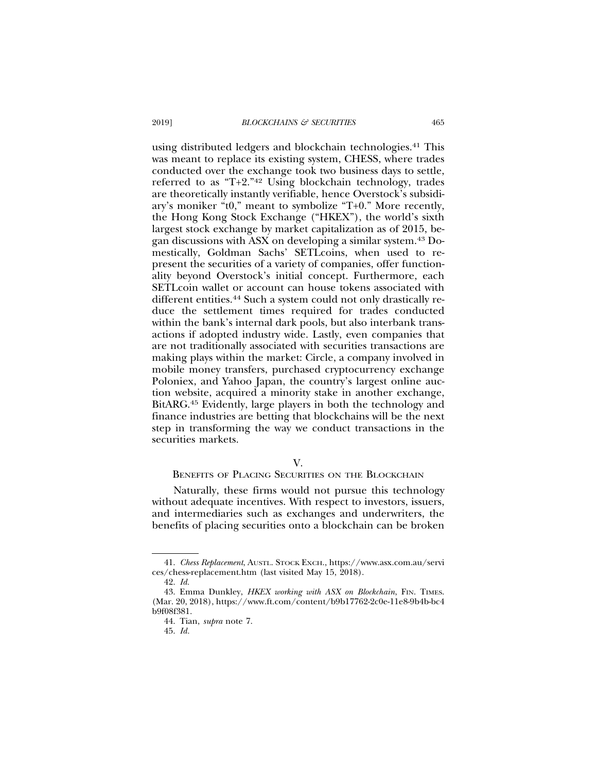using distributed ledgers and blockchain technologies.[41] This was meant to replace its existing system, CHESS, where trades conducted over the exchange took two business days to settle, referred to as "T+2."[42] Using blockchain technology, trades are theoretically instantly verifiable, hence Overstock's subsidiary's moniker "t0," meant to symbolize "T+0." More recently, the Hong Kong Stock Exchange ("HKEX"), the world's sixth largest stock exchange by market capitalization as of 2015, began discussions with ASX on developing a similar system.[43] Domestically, Goldman Sachs' SETLcoins, when used to represent the securities of a variety of companies, offer functionality beyond Overstock's initial concept. Furthermore, each SETLcoin wallet or account can house tokens associated with different entities.[44] Such a system could not only drastically reduce the settlement times required for trades conducted within the bank's internal dark pools, but also interbank transactions if adopted industry wide. Lastly, even companies that are not traditionally associated with securities transactions are making plays within the market: Circle, a company involved in mobile money transfers, purchased cryptocurrency exchange Poloniex, and Yahoo Japan, the country's largest online auction website, acquired a minority stake in another exchange, BitARG.[45] Evidently, large players in both the technology and finance industries are betting that blockchains will be the next step in transforming the way we conduct transactions in the securities markets.

## V. BENEFITS OF PLACING SECURITIES ON THE BLOCKCHAIN

Naturally, these firms would not pursue this technology without adequate incentives. With respect to investors, issuers, and intermediaries such as exchanges and underwriters, the benefits of placing securities onto a blockchain can be broken

---

41. *Chess Replacement*, AUSTL. STOCK EXCH., https://www.asx.com.au/services/chess-replacement.htm (last visited May 15, 2018).

42. *Id.*

43. Emma Dunkley, *HKEX working with ASX on Blockchain*, FIN. TIMES. (Mar. 20, 2018), https://www.ft.com/content/b9b17762-2c0e-11e8-9b4b-bc4b9f08f381.

44. Tian, *supra* note 7.

45. *Id.*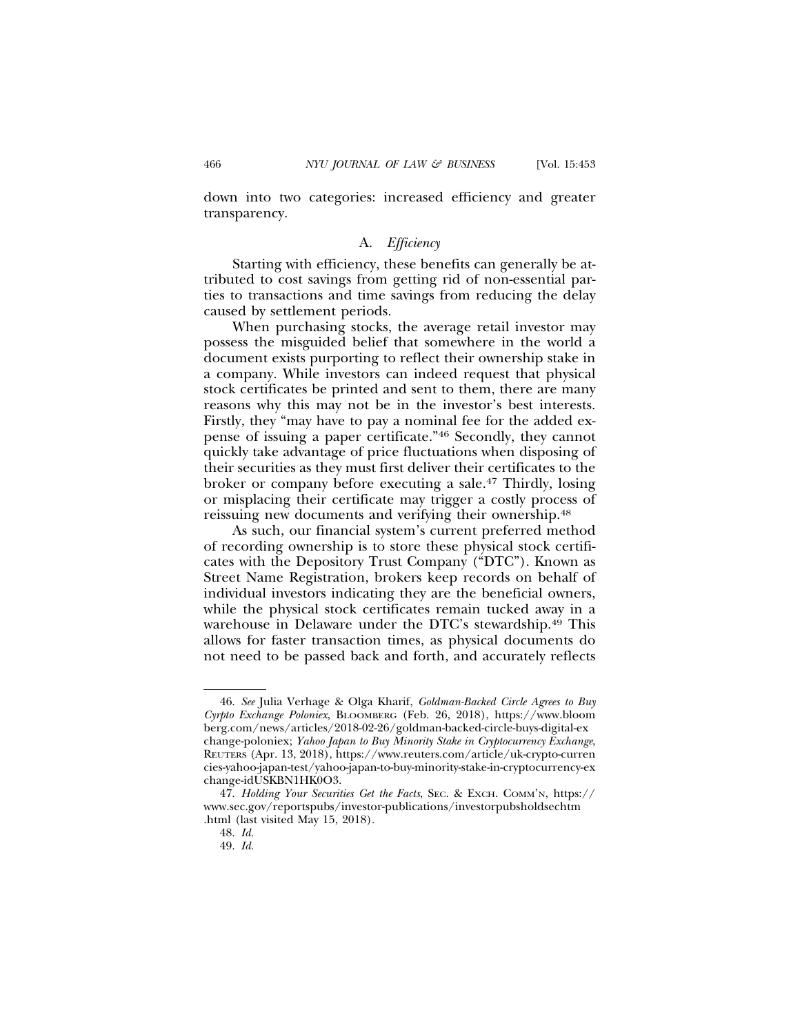down into two categories: increased efficiency and greater transparency.

### A. *Efficiency*

Starting with efficiency, these benefits can generally be attributed to cost savings from getting rid of non-essential parties to transactions and time savings from reducing the delay caused by settlement periods.

When purchasing stocks, the average retail investor may possess the misguided belief that somewhere in the world a document exists purporting to reflect their ownership stake in a company. While investors can indeed request that physical stock certificates be printed and sent to them, there are many reasons why this may not be in the investor's best interests. Firstly, they "may have to pay a nominal fee for the added expense of issuing a paper certificate."[46] Secondly, they cannot quickly take advantage of price fluctuations when disposing of their securities as they must first deliver their certificates to the broker or company before executing a sale.[47] Thirdly, losing or misplacing their certificate may trigger a costly process of reissuing new documents and verifying their ownership.[48]

As such, our financial system's current preferred method of recording ownership is to store these physical stock certificates with the Depository Trust Company ("DTC"). Known as Street Name Registration, brokers keep records on behalf of individual investors indicating they are the beneficial owners, while the physical stock certificates remain tucked away in a warehouse in Delaware under the DTC's stewardship.[49] This allows for faster transaction times, as physical documents do not need to be passed back and forth, and accurately reflects

---

46. *See* Julia Verhage & Olga Kharif, *Goldman-Backed Circle Agrees to Buy Cyrpto Exchange Poloniex*, BLOOMBERG (Feb. 26, 2018), https://www.bloomberg.com/news/articles/2018-02-26/goldman-backed-circle-buys-digital-exchange-poloniex; *Yahoo Japan to Buy Minority Stake in Cryptocurrency Exchange*, REUTERS (Apr. 13, 2018), https://www.reuters.com/article/uk-crypto-currencies-yahoo-japan-test/yahoo-japan-to-buy-minority-stake-in-cryptocurrency-exchange-idUSKBN1HK0O3.

47. *Holding Your Securities Get the Facts*, SEC. & EXCH. COMM'N, https://www.sec.gov/reportspubs/investor-publications/investorpubsholdsechtm.html (last visited May 15, 2018).

48. *Id.*

49. *Id.*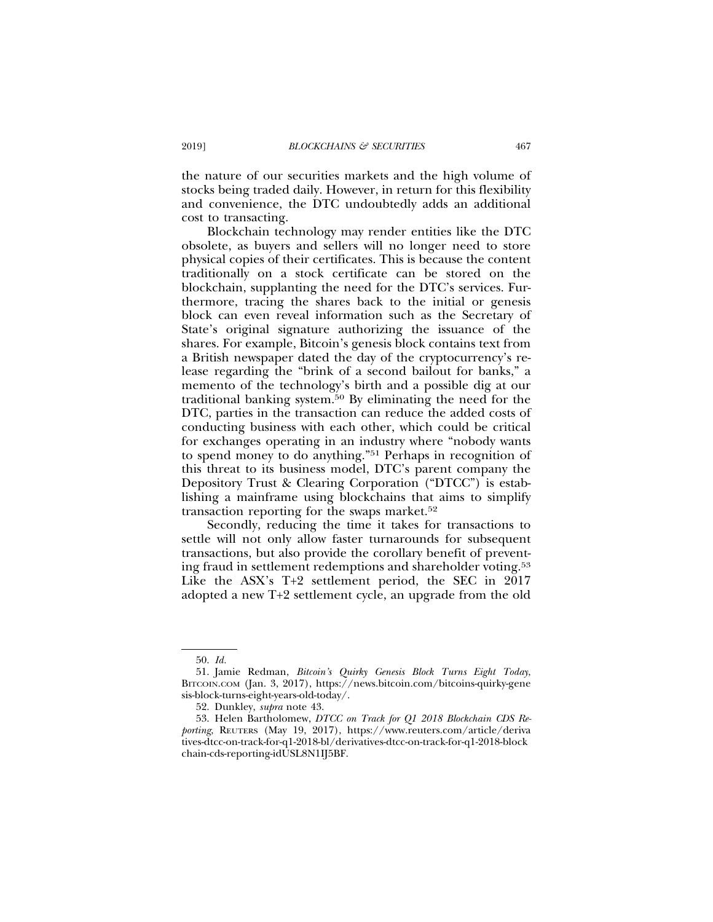the nature of our securities markets and the high volume of stocks being traded daily. However, in return for this flexibility and convenience, the DTC undoubtedly adds an additional cost to transacting.

Blockchain technology may render entities like the DTC obsolete, as buyers and sellers will no longer need to store physical copies of their certificates. This is because the content traditionally on a stock certificate can be stored on the blockchain, supplanting the need for the DTC's services. Furthermore, tracing the shares back to the initial or genesis block can even reveal information such as the Secretary of State's original signature authorizing the issuance of the shares. For example, Bitcoin's genesis block contains text from a British newspaper dated the day of the cryptocurrency's release regarding the "brink of a second bailout for banks," a memento of the technology's birth and a possible dig at our traditional banking system.[50] By eliminating the need for the DTC, parties in the transaction can reduce the added costs of conducting business with each other, which could be critical for exchanges operating in an industry where "nobody wants to spend money to do anything."[51] Perhaps in recognition of this threat to its business model, DTC's parent company the Depository Trust & Clearing Corporation ("DTCC") is establishing a mainframe using blockchains that aims to simplify transaction reporting for the swaps market.[52]

Secondly, reducing the time it takes for transactions to settle will not only allow faster turnarounds for subsequent transactions, but also provide the corollary benefit of preventing fraud in settlement redemptions and shareholder voting.[53] Like the ASX's T+2 settlement period, the SEC in 2017 adopted a new T+2 settlement cycle, an upgrade from the old

50. *Id.*

51. Jamie Redman, *Bitcoin's Quirky Genesis Block Turns Eight Today*, BITCOIN.COM (Jan. 3, 2017), https://news.bitcoin.com/bitcoins-quirky-genesis-block-turns-eight-years-old-today/.

52. Dunkley, *supra* note 43.

53. Helen Bartholomew, *DTCC on Track for Q1 2018 Blockchain CDS Reporting*, REUTERS (May 19, 2017), https://www.reuters.com/article/derivatives-dtcc-on-track-for-q1-2018-bl/derivatives-dtcc-on-track-for-q1-2018-blockchain-cds-reporting-idUSL8N1IJ5BF.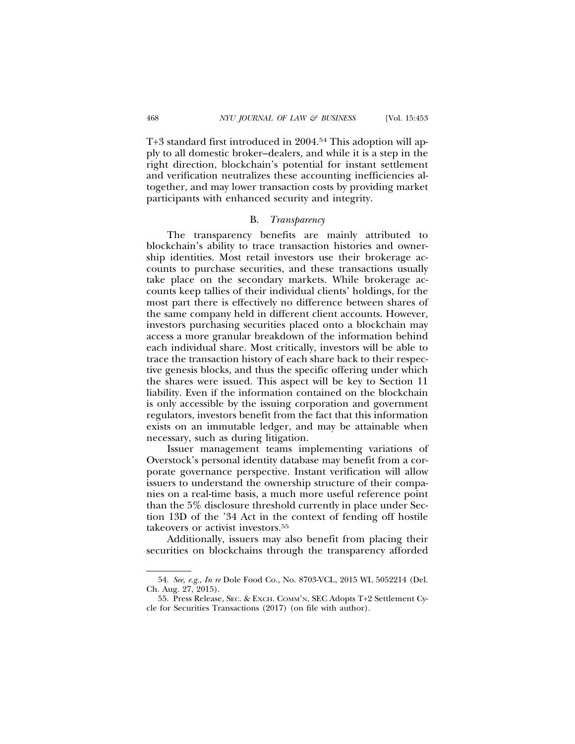T+3 standard first introduced in 2004.[54] This adoption will apply to all domestic broker–dealers, and while it is a step in the right direction, blockchain's potential for instant settlement and verification neutralizes these accounting inefficiencies altogether, and may lower transaction costs by providing market participants with enhanced security and integrity.

### B. *Transparency*

The transparency benefits are mainly attributed to blockchain's ability to trace transaction histories and ownership identities. Most retail investors use their brokerage accounts to purchase securities, and these transactions usually take place on the secondary markets. While brokerage accounts keep tallies of their individual clients' holdings, for the most part there is effectively no difference between shares of the same company held in different client accounts. However, investors purchasing securities placed onto a blockchain may access a more granular breakdown of the information behind each individual share. Most critically, investors will be able to trace the transaction history of each share back to their respective genesis blocks, and thus the specific offering under which the shares were issued. This aspect will be key to Section 11 liability. Even if the information contained on the blockchain is only accessible by the issuing corporation and government regulators, investors benefit from the fact that this information exists on an immutable ledger, and may be attainable when necessary, such as during litigation.

Issuer management teams implementing variations of Overstock's personal identity database may benefit from a corporate governance perspective. Instant verification will allow issuers to understand the ownership structure of their companies on a real-time basis, a much more useful reference point than the 5% disclosure threshold currently in place under Section 13D of the '34 Act in the context of fending off hostile takeovers or activist investors.[55]

Additionally, issuers may also benefit from placing their securities on blockchains through the transparency afforded

---

54. *See, e.g.*, *In re* Dole Food Co., No. 8703-VCL, 2015 WL 5052214 (Del. Ch. Aug. 27, 2015).

55. Press Release, SEC. & EXCH. COMM'N, SEC Adopts T+2 Settlement Cycle for Securities Transactions (2017) (on file with author).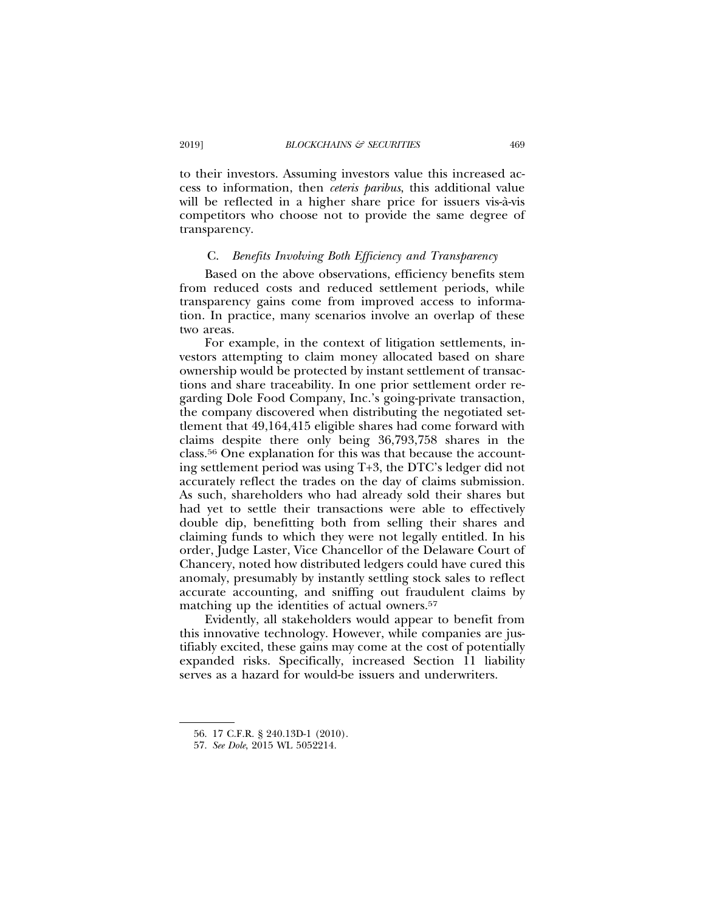to their investors. Assuming investors value this increased access to information, then *ceteris paribus*, this additional value will be reflected in a higher share price for issuers vis-à-vis competitors who choose not to provide the same degree of transparency.

### C. *Benefits Involving Both Efficiency and Transparency*

Based on the above observations, efficiency benefits stem from reduced costs and reduced settlement periods, while transparency gains come from improved access to information. In practice, many scenarios involve an overlap of these two areas.

For example, in the context of litigation settlements, investors attempting to claim money allocated based on share ownership would be protected by instant settlement of transactions and share traceability. In one prior settlement order regarding Dole Food Company, Inc.'s going-private transaction, the company discovered when distributing the negotiated settlement that 49,164,415 eligible shares had come forward with claims despite there only being 36,793,758 shares in the class.[56] One explanation for this was that because the accounting settlement period was using T+3, the DTC's ledger did not accurately reflect the trades on the day of claims submission. As such, shareholders who had already sold their shares but had yet to settle their transactions were able to effectively double dip, benefitting both from selling their shares and claiming funds to which they were not legally entitled. In his order, Judge Laster, Vice Chancellor of the Delaware Court of Chancery, noted how distributed ledgers could have cured this anomaly, presumably by instantly settling stock sales to reflect accurate accounting, and sniffing out fraudulent claims by matching up the identities of actual owners.[57]

Evidently, all stakeholders would appear to benefit from this innovative technology. However, while companies are justifiably excited, these gains may come at the cost of potentially expanded risks. Specifically, increased Section 11 liability serves as a hazard for would-be issuers and underwriters.

---

56. 17 C.F.R. § 240.13D-1 (2010).

57. *See Dole*, 2015 WL 5052214.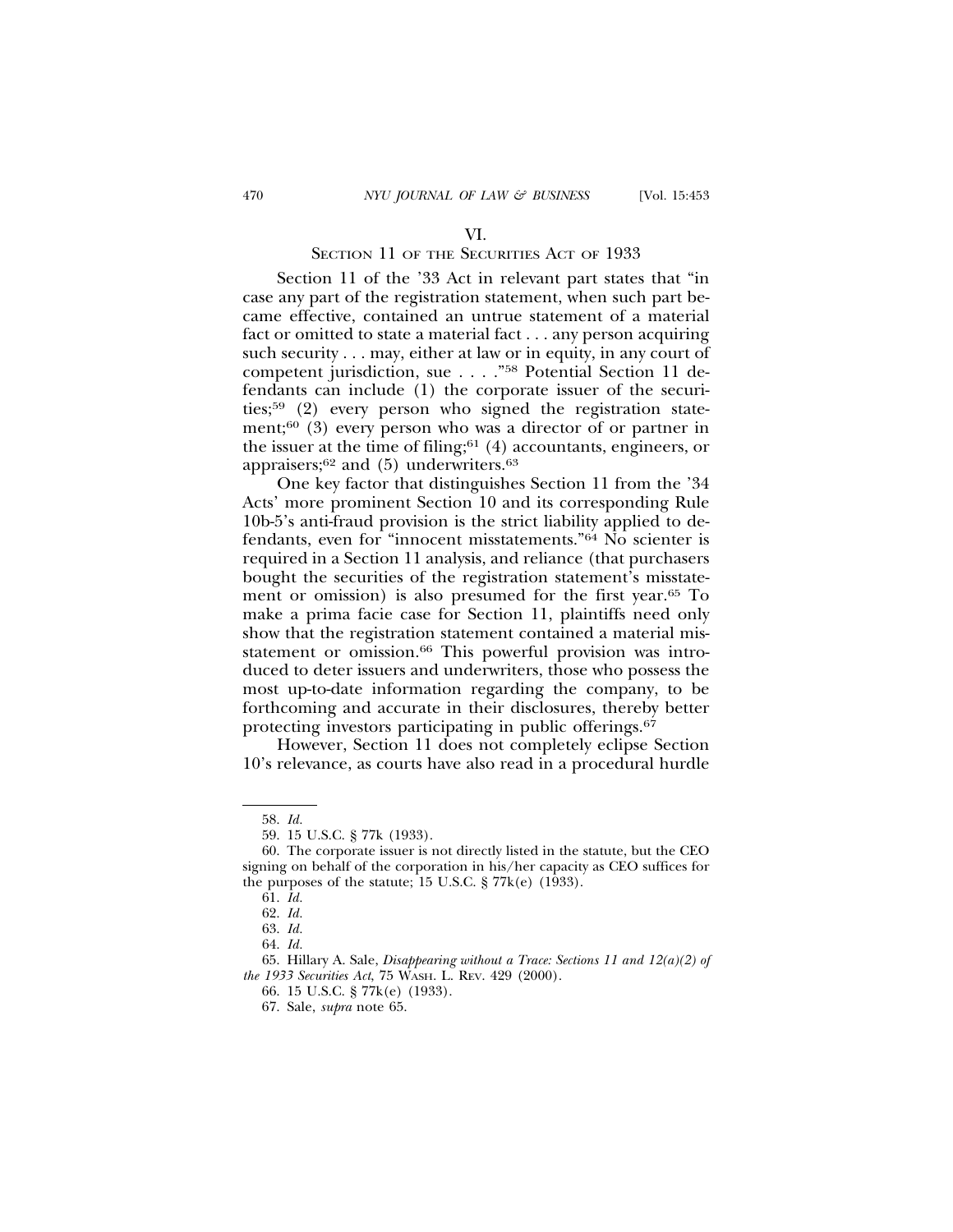## VI.
## SECTION 11 OF THE SECURITIES ACT OF 1933

Section 11 of the '33 Act in relevant part states that "in case any part of the registration statement, when such part became effective, contained an untrue statement of a material fact or omitted to state a material fact . . . any person acquiring such security . . . may, either at law or in equity, in any court of competent jurisdiction, sue . . . ."[58] Potential Section 11 defendants can include (1) the corporate issuer of the securities;[59] (2) every person who signed the registration statement;[60] (3) every person who was a director of or partner in the issuer at the time of filing;[61] (4) accountants, engineers, or appraisers;[62] and (5) underwriters.[63]

One key factor that distinguishes Section 11 from the '34 Acts' more prominent Section 10 and its corresponding Rule 10b-5's anti-fraud provision is the strict liability applied to defendants, even for "innocent misstatements."[64] No scienter is required in a Section 11 analysis, and reliance (that purchasers bought the securities of the registration statement's misstatement or omission) is also presumed for the first year.[65] To make a prima facie case for Section 11, plaintiffs need only show that the registration statement contained a material misstatement or omission.[66] This powerful provision was introduced to deter issuers and underwriters, those who possess the most up-to-date information regarding the company, to be forthcoming and accurate in their disclosures, thereby better protecting investors participating in public offerings.[67]

However, Section 11 does not completely eclipse Section 10's relevance, as courts have also read in a procedural hurdle

---

58. *Id.*

59. 15 U.S.C. § 77k (1933).

60. The corporate issuer is not directly listed in the statute, but the CEO signing on behalf of the corporation in his/her capacity as CEO suffices for the purposes of the statute; 15 U.S.C. § 77k(e) (1933).

61. *Id.*

62. *Id.*

63. *Id.*

64. *Id.*

65. Hillary A. Sale, *Disappearing without a Trace: Sections 11 and 12(a)(2) of the 1933 Securities Act*, 75 WASH. L. REV. 429 (2000).

66. 15 U.S.C. § 77k(e) (1933).

67. Sale, *supra* note 65.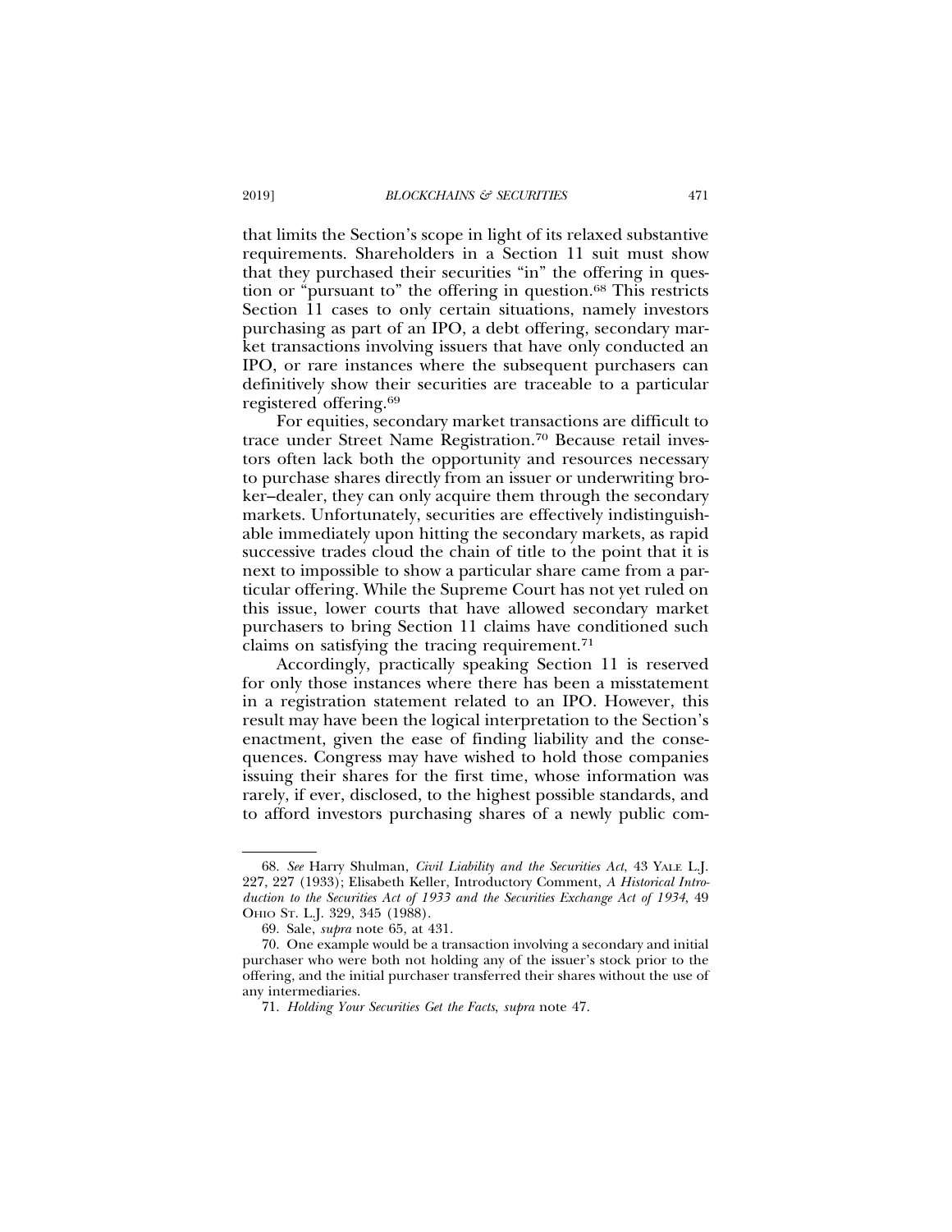that limits the Section's scope in light of its relaxed substantive requirements. Shareholders in a Section 11 suit must show that they purchased their securities "in" the offering in question or "pursuant to" the offering in question.[68] This restricts Section 11 cases to only certain situations, namely investors purchasing as part of an IPO, a debt offering, secondary market transactions involving issuers that have only conducted an IPO, or rare instances where the subsequent purchasers can definitively show their securities are traceable to a particular registered offering.[69]

For equities, secondary market transactions are difficult to trace under Street Name Registration.[70] Because retail investors often lack both the opportunity and resources necessary to purchase shares directly from an issuer or underwriting broker–dealer, they can only acquire them through the secondary markets. Unfortunately, securities are effectively indistinguishable immediately upon hitting the secondary markets, as rapid successive trades cloud the chain of title to the point that it is next to impossible to show a particular share came from a particular offering. While the Supreme Court has not yet ruled on this issue, lower courts that have allowed secondary market purchasers to bring Section 11 claims have conditioned such claims on satisfying the tracing requirement.[71]

Accordingly, practically speaking Section 11 is reserved for only those instances where there has been a misstatement in a registration statement related to an IPO. However, this result may have been the logical interpretation to the Section's enactment, given the ease of finding liability and the consequences. Congress may have wished to hold those companies issuing their shares for the first time, whose information was rarely, if ever, disclosed, to the highest possible standards, and to afford investors purchasing shares of a newly public com-

---

68. *See* Harry Shulman, *Civil Liability and the Securities Act*, 43 YALE L.J. 227, 227 (1933); Elisabeth Keller, Introductory Comment, *A Historical Introduction to the Securities Act of 1933 and the Securities Exchange Act of 1934*, 49 OHIO ST. L.J. 329, 345 (1988).

69. Sale, *supra* note 65, at 431.

70. One example would be a transaction involving a secondary and initial purchaser who were both not holding any of the issuer's stock prior to the offering, and the initial purchaser transferred their shares without the use of any intermediaries.

71. *Holding Your Securities Get the Facts*, *supra* note 47.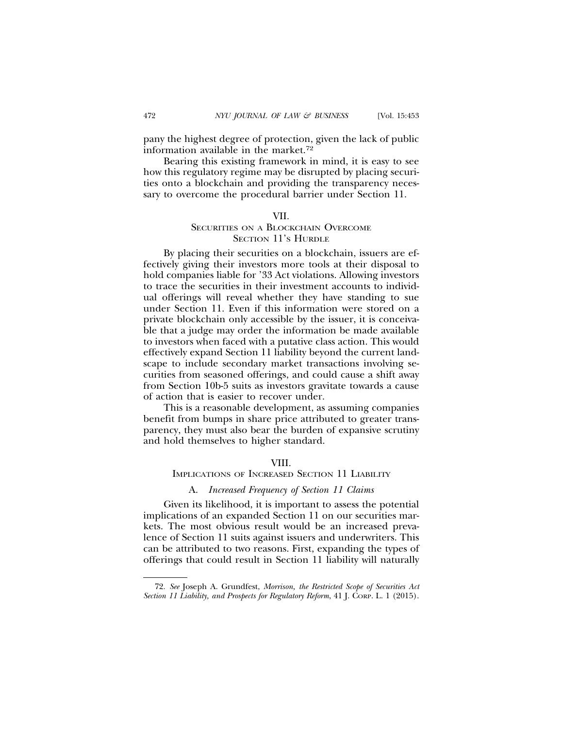pany the highest degree of protection, given the lack of public information available in the market.[72]

Bearing this existing framework in mind, it is easy to see how this regulatory regime may be disrupted by placing securities onto a blockchain and providing the transparency necessary to overcome the procedural barrier under Section 11.

## VII.
## Securities on a Blockchain Overcome Section 11's Hurdle

By placing their securities on a blockchain, issuers are effectively giving their investors more tools at their disposal to hold companies liable for '33 Act violations. Allowing investors to trace the securities in their investment accounts to individual offerings will reveal whether they have standing to sue under Section 11. Even if this information were stored on a private blockchain only accessible by the issuer, it is conceivable that a judge may order the information be made available to investors when faced with a putative class action. This would effectively expand Section 11 liability beyond the current landscape to include secondary market transactions involving securities from seasoned offerings, and could cause a shift away from Section 10b-5 suits as investors gravitate towards a cause of action that is easier to recover under.

This is a reasonable development, as assuming companies benefit from bumps in share price attributed to greater transparency, they must also bear the burden of expansive scrutiny and hold themselves to higher standard.

## VIII.
## Implications of Increased Section 11 Liability

### A. *Increased Frequency of Section 11 Claims*

Given its likelihood, it is important to assess the potential implications of an expanded Section 11 on our securities markets. The most obvious result would be an increased prevalence of Section 11 suits against issuers and underwriters. This can be attributed to two reasons. First, expanding the types of offerings that could result in Section 11 liability will naturally

---

72. *See* Joseph A. Grundfest, *Morrison, the Restricted Scope of Securities Act Section 11 Liability, and Prospects for Regulatory Reform*, 41 J. Corp. L. 1 (2015).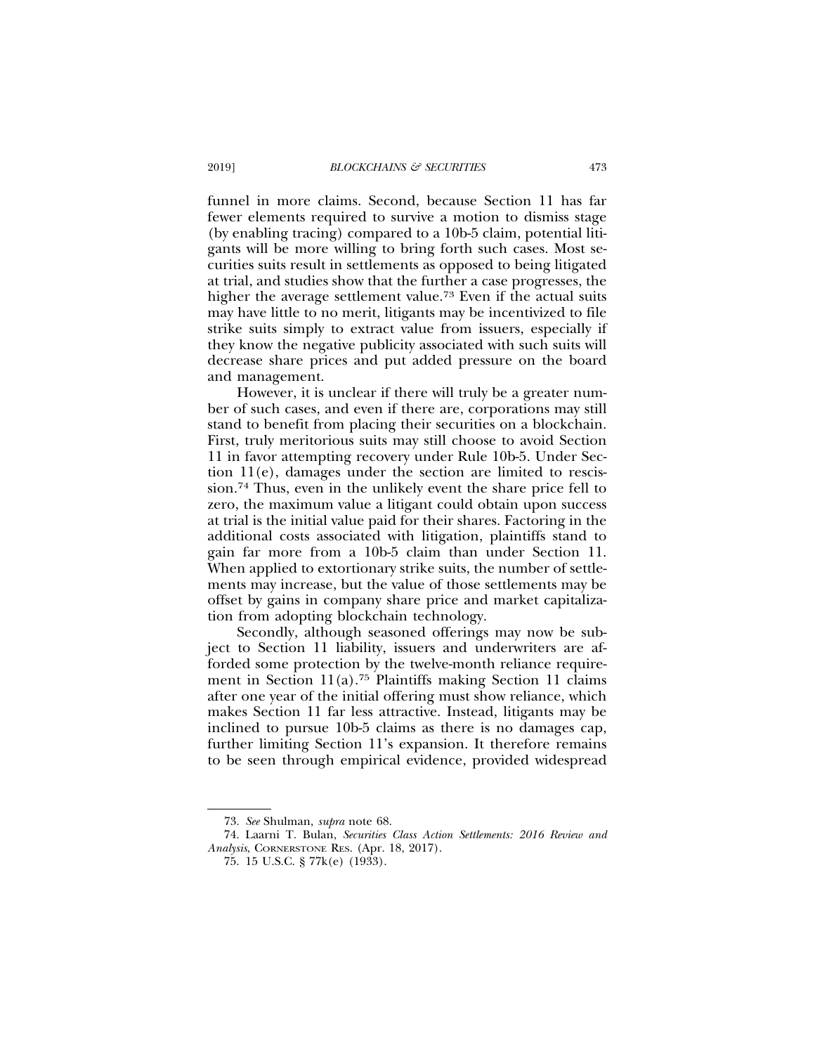funnel in more claims. Second, because Section 11 has far fewer elements required to survive a motion to dismiss stage (by enabling tracing) compared to a 10b-5 claim, potential litigants will be more willing to bring forth such cases. Most securities suits result in settlements as opposed to being litigated at trial, and studies show that the further a case progresses, the higher the average settlement value.[73] Even if the actual suits may have little to no merit, litigants may be incentivized to file strike suits simply to extract value from issuers, especially if they know the negative publicity associated with such suits will decrease share prices and put added pressure on the board and management.

However, it is unclear if there will truly be a greater number of such cases, and even if there are, corporations may still stand to benefit from placing their securities on a blockchain. First, truly meritorious suits may still choose to avoid Section 11 in favor attempting recovery under Rule 10b-5. Under Section 11(e), damages under the section are limited to rescission.[74] Thus, even in the unlikely event the share price fell to zero, the maximum value a litigant could obtain upon success at trial is the initial value paid for their shares. Factoring in the additional costs associated with litigation, plaintiffs stand to gain far more from a 10b-5 claim than under Section 11. When applied to extortionary strike suits, the number of settlements may increase, but the value of those settlements may be offset by gains in company share price and market capitalization from adopting blockchain technology.

Secondly, although seasoned offerings may now be subject to Section 11 liability, issuers and underwriters are afforded some protection by the twelve-month reliance requirement in Section 11(a).[75] Plaintiffs making Section 11 claims after one year of the initial offering must show reliance, which makes Section 11 far less attractive. Instead, litigants may be inclined to pursue 10b-5 claims as there is no damages cap, further limiting Section 11's expansion. It therefore remains to be seen through empirical evidence, provided widespread

---

73. *See* Shulman, *supra* note 68.

74. Laarni T. Bulan, *Securities Class Action Settlements: 2016 Review and Analysis*, CORNERSTONE RES. (Apr. 18, 2017).

75. 15 U.S.C. § 77k(e) (1933).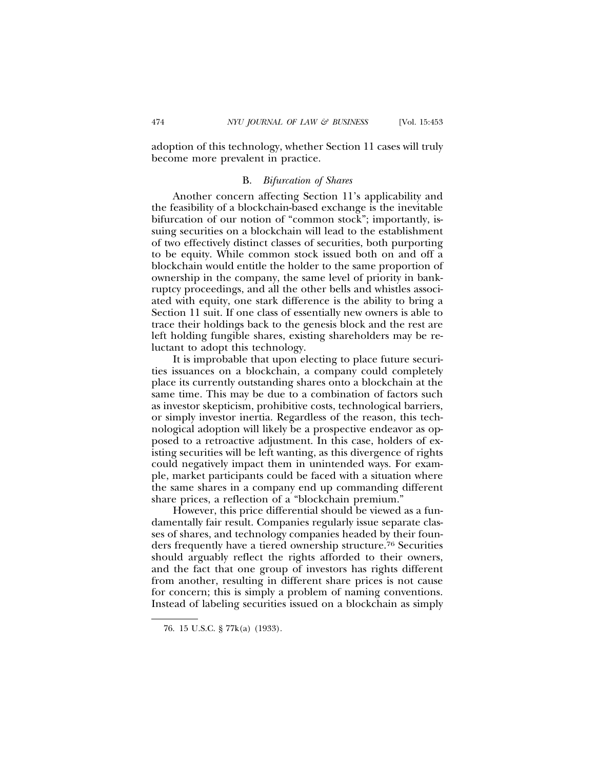adoption of this technology, whether Section 11 cases will truly become more prevalent in practice.

### B. *Bifurcation of Shares*

Another concern affecting Section 11's applicability and the feasibility of a blockchain-based exchange is the inevitable bifurcation of our notion of "common stock"; importantly, issuing securities on a blockchain will lead to the establishment of two effectively distinct classes of securities, both purporting to be equity. While common stock issued both on and off a blockchain would entitle the holder to the same proportion of ownership in the company, the same level of priority in bankruptcy proceedings, and all the other bells and whistles associated with equity, one stark difference is the ability to bring a Section 11 suit. If one class of essentially new owners is able to trace their holdings back to the genesis block and the rest are left holding fungible shares, existing shareholders may be reluctant to adopt this technology.

It is improbable that upon electing to place future securities issuances on a blockchain, a company could completely place its currently outstanding shares onto a blockchain at the same time. This may be due to a combination of factors such as investor skepticism, prohibitive costs, technological barriers, or simply investor inertia. Regardless of the reason, this technological adoption will likely be a prospective endeavor as opposed to a retroactive adjustment. In this case, holders of existing securities will be left wanting, as this divergence of rights could negatively impact them in unintended ways. For example, market participants could be faced with a situation where the same shares in a company end up commanding different share prices, a reflection of a "blockchain premium."

However, this price differential should be viewed as a fundamentally fair result. Companies regularly issue separate classes of shares, and technology companies headed by their founders frequently have a tiered ownership structure.[76] Securities should arguably reflect the rights afforded to their owners, and the fact that one group of investors has rights different from another, resulting in different share prices is not cause for concern; this is simply a problem of naming conventions. Instead of labeling securities issued on a blockchain as simply

---

76. 15 U.S.C. § 77k(a) (1933).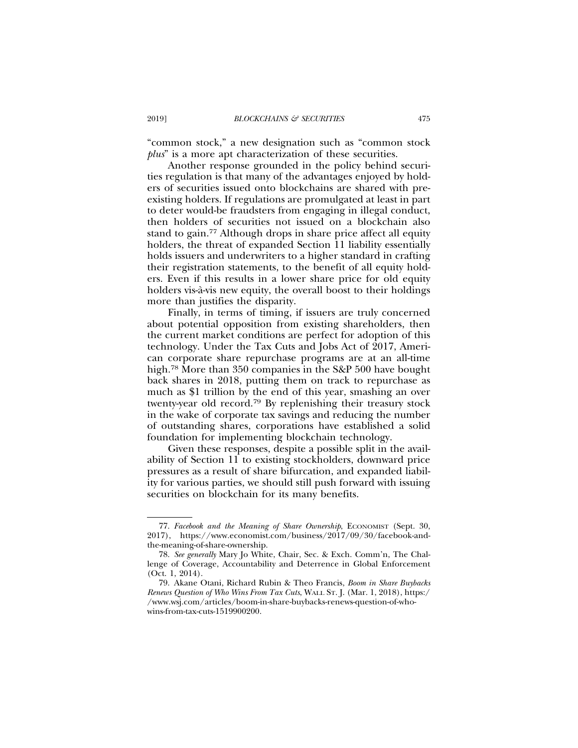"common stock," a new designation such as "common stock *plus*" is a more apt characterization of these securities.

Another response grounded in the policy behind securities regulation is that many of the advantages enjoyed by holders of securities issued onto blockchains are shared with pre-existing holders. If regulations are promulgated at least in part to deter would-be fraudsters from engaging in illegal conduct, then holders of securities not issued on a blockchain also stand to gain.[77] Although drops in share price affect all equity holders, the threat of expanded Section 11 liability essentially holds issuers and underwriters to a higher standard in crafting their registration statements, to the benefit of all equity holders. Even if this results in a lower share price for old equity holders vis-à-vis new equity, the overall boost to their holdings more than justifies the disparity.

Finally, in terms of timing, if issuers are truly concerned about potential opposition from existing shareholders, then the current market conditions are perfect for adoption of this technology. Under the Tax Cuts and Jobs Act of 2017, American corporate share repurchase programs are at an all-time high.[78] More than 350 companies in the S&P 500 have bought back shares in 2018, putting them on track to repurchase as much as $1 trillion by the end of this year, smashing an over twenty-year old record.[79] By replenishing their treasury stock in the wake of corporate tax savings and reducing the number of outstanding shares, corporations have established a solid foundation for implementing blockchain technology.

Given these responses, despite a possible split in the availability of Section 11 to existing stockholders, downward price pressures as a result of share bifurcation, and expanded liability for various parties, we should still push forward with issuing securities on blockchain for its many benefits.

---

77. *Facebook and the Meaning of Share Ownership*, ECONOMIST (Sept. 30, 2017), https://www.economist.com/business/2017/09/30/facebook-and-the-meaning-of-share-ownership.

78. *See generally* Mary Jo White, Chair, Sec. & Exch. Comm'n, The Challenge of Coverage, Accountability and Deterrence in Global Enforcement (Oct. 1, 2014).

79. Akane Otani, Richard Rubin & Theo Francis, *Boom in Share Buybacks Renews Question of Who Wins From Tax Cuts*, WALL ST. J. (Mar. 1, 2018), https://www.wsj.com/articles/boom-in-share-buybacks-renews-question-of-who-wins-from-tax-cuts-1519900200.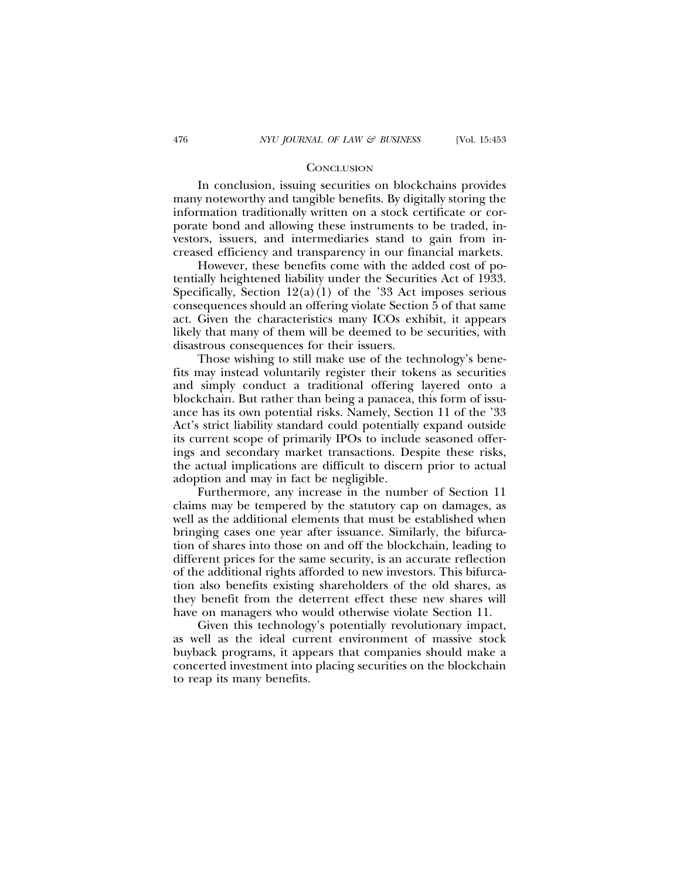## CONCLUSION

In conclusion, issuing securities on blockchains provides many noteworthy and tangible benefits. By digitally storing the information traditionally written on a stock certificate or corporate bond and allowing these instruments to be traded, investors, issuers, and intermediaries stand to gain from increased efficiency and transparency in our financial markets.

However, these benefits come with the added cost of potentially heightened liability under the Securities Act of 1933. Specifically, Section 12(a)(1) of the '33 Act imposes serious consequences should an offering violate Section 5 of that same act. Given the characteristics many ICOs exhibit, it appears likely that many of them will be deemed to be securities, with disastrous consequences for their issuers.

Those wishing to still make use of the technology's benefits may instead voluntarily register their tokens as securities and simply conduct a traditional offering layered onto a blockchain. But rather than being a panacea, this form of issuance has its own potential risks. Namely, Section 11 of the '33 Act's strict liability standard could potentially expand outside its current scope of primarily IPOs to include seasoned offerings and secondary market transactions. Despite these risks, the actual implications are difficult to discern prior to actual adoption and may in fact be negligible.

Furthermore, any increase in the number of Section 11 claims may be tempered by the statutory cap on damages, as well as the additional elements that must be established when bringing cases one year after issuance. Similarly, the bifurcation of shares into those on and off the blockchain, leading to different prices for the same security, is an accurate reflection of the additional rights afforded to new investors. This bifurcation also benefits existing shareholders of the old shares, as they benefit from the deterrent effect these new shares will have on managers who would otherwise violate Section 11.

Given this technology's potentially revolutionary impact, as well as the ideal current environment of massive stock buyback programs, it appears that companies should make a concerted investment into placing securities on the blockchain to reap its many benefits.